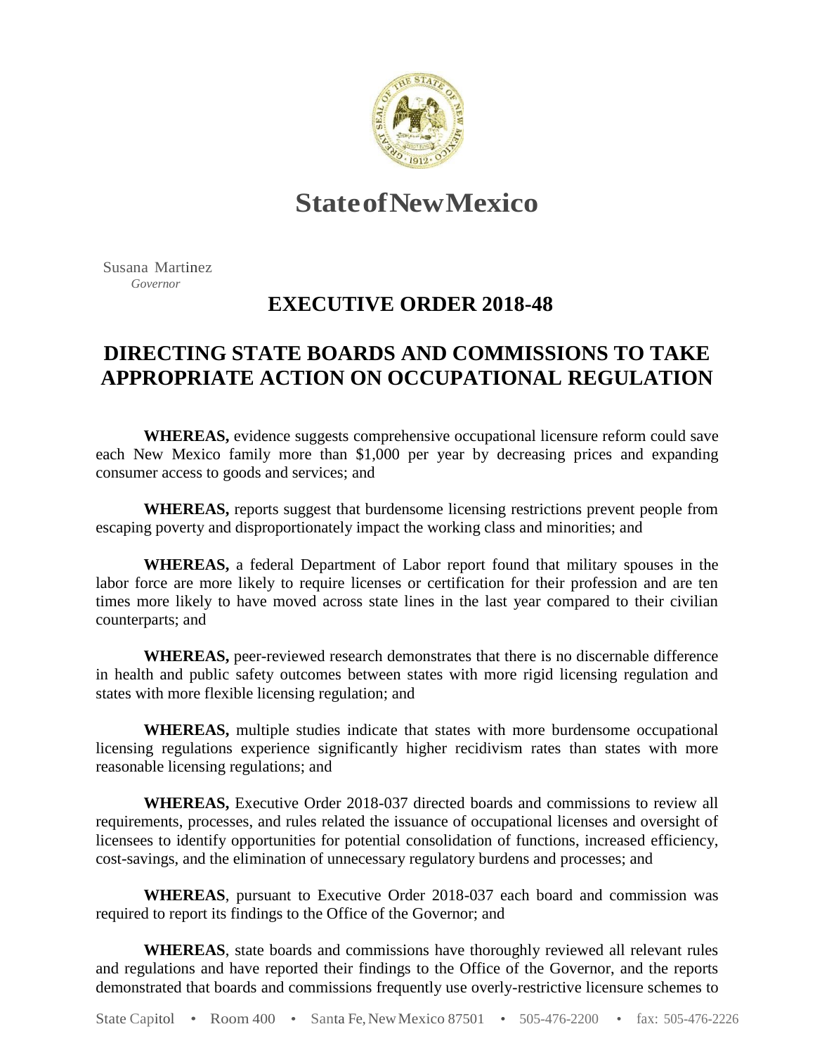# State of New Mexico

Susana Martinez
*Governor*

## EXECUTIVE ORDER 2018-48

## DIRECTING STATE BOARDS AND COMMISSIONS TO TAKE APPROPRIATE ACTION ON OCCUPATIONAL REGULATION

**WHEREAS,** evidence suggests comprehensive occupational licensure reform could save each New Mexico family more than $1,000 per year by decreasing prices and expanding consumer access to goods and services; and

**WHEREAS,** reports suggest that burdensome licensing restrictions prevent people from escaping poverty and disproportionately impact the working class and minorities; and

**WHEREAS,** a federal Department of Labor report found that military spouses in the labor force are more likely to require licenses or certification for their profession and are ten times more likely to have moved across state lines in the last year compared to their civilian counterparts; and

**WHEREAS,** peer-reviewed research demonstrates that there is no discernable difference in health and public safety outcomes between states with more rigid licensing regulation and states with more flexible licensing regulation; and

**WHEREAS,** multiple studies indicate that states with more burdensome occupational licensing regulations experience significantly higher recidivism rates than states with more reasonable licensing regulations; and

**WHEREAS,** Executive Order 2018-037 directed boards and commissions to review all requirements, processes, and rules related the issuance of occupational licenses and oversight of licensees to identify opportunities for potential consolidation of functions, increased efficiency, cost-savings, and the elimination of unnecessary regulatory burdens and processes; and

**WHEREAS**, pursuant to Executive Order 2018-037 each board and commission was required to report its findings to the Office of the Governor; and

**WHEREAS**, state boards and commissions have thoroughly reviewed all relevant rules and regulations and have reported their findings to the Office of the Governor, and the reports demonstrated that boards and commissions frequently use overly-restrictive licensure schemes to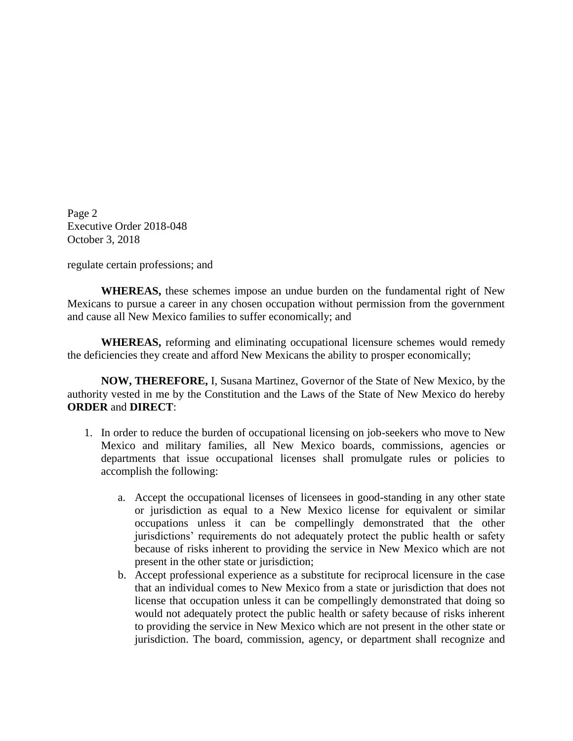regulate certain professions; and

**WHEREAS,** these schemes impose an undue burden on the fundamental right of New Mexicans to pursue a career in any chosen occupation without permission from the government and cause all New Mexico families to suffer economically; and

**WHEREAS,** reforming and eliminating occupational licensure schemes would remedy the deficiencies they create and afford New Mexicans the ability to prosper economically;

**NOW, THEREFORE,** I, Susana Martinez, Governor of the State of New Mexico, by the authority vested in me by the Constitution and the Laws of the State of New Mexico do hereby **ORDER** and **DIRECT**:

1. In order to reduce the burden of occupational licensing on job-seekers who move to New Mexico and military families, all New Mexico boards, commissions, agencies or departments that issue occupational licenses shall promulgate rules or policies to accomplish the following:

    a. Accept the occupational licenses of licensees in good-standing in any other state or jurisdiction as equal to a New Mexico license for equivalent or similar occupations unless it can be compellingly demonstrated that the other jurisdictions' requirements do not adequately protect the public health or safety because of risks inherent to providing the service in New Mexico which are not present in the other state or jurisdiction;

    b. Accept professional experience as a substitute for reciprocal licensure in the case that an individual comes to New Mexico from a state or jurisdiction that does not license that occupation unless it can be compellingly demonstrated that doing so would not adequately protect the public health or safety because of risks inherent to providing the service in New Mexico which are not present in the other state or jurisdiction. The board, commission, agency, or department shall recognize and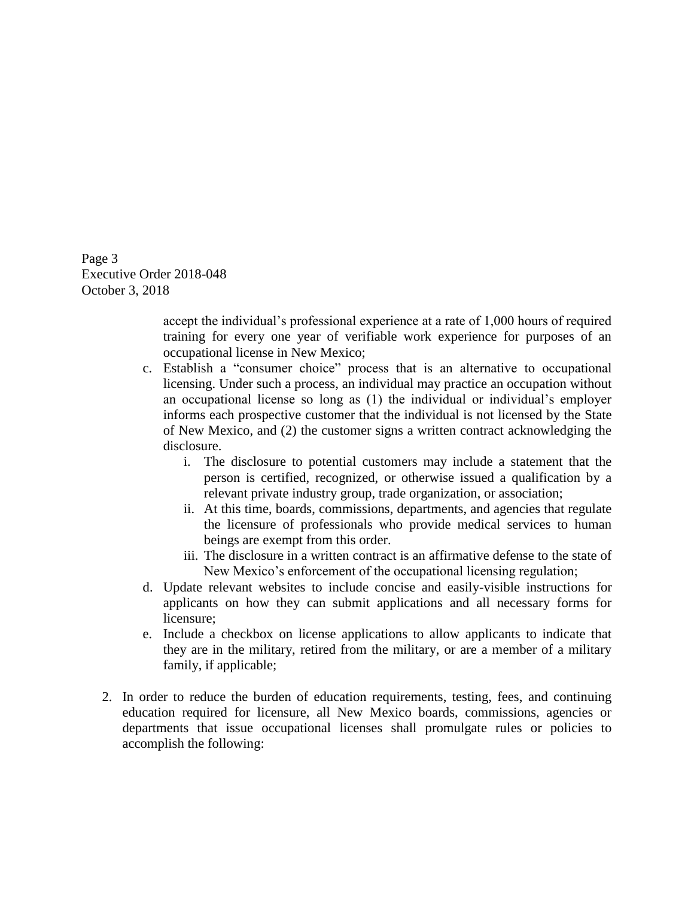accept the individual's professional experience at a rate of 1,000 hours of required training for every one year of verifiable work experience for purposes of an occupational license in New Mexico;

c. Establish a "consumer choice" process that is an alternative to occupational licensing. Under such a process, an individual may practice an occupation without an occupational license so long as (1) the individual or individual's employer informs each prospective customer that the individual is not licensed by the State of New Mexico, and (2) the customer signs a written contract acknowledging the disclosure.

   i. The disclosure to potential customers may include a statement that the person is certified, recognized, or otherwise issued a qualification by a relevant private industry group, trade organization, or association;

   ii. At this time, boards, commissions, departments, and agencies that regulate the licensure of professionals who provide medical services to human beings are exempt from this order.

   iii. The disclosure in a written contract is an affirmative defense to the state of New Mexico's enforcement of the occupational licensing regulation;

d. Update relevant websites to include concise and easily-visible instructions for applicants on how they can submit applications and all necessary forms for licensure;

e. Include a checkbox on license applications to allow applicants to indicate that they are in the military, retired from the military, or are a member of a military family, if applicable;

2. In order to reduce the burden of education requirements, testing, fees, and continuing education required for licensure, all New Mexico boards, commissions, agencies or departments that issue occupational licenses shall promulgate rules or policies to accomplish the following: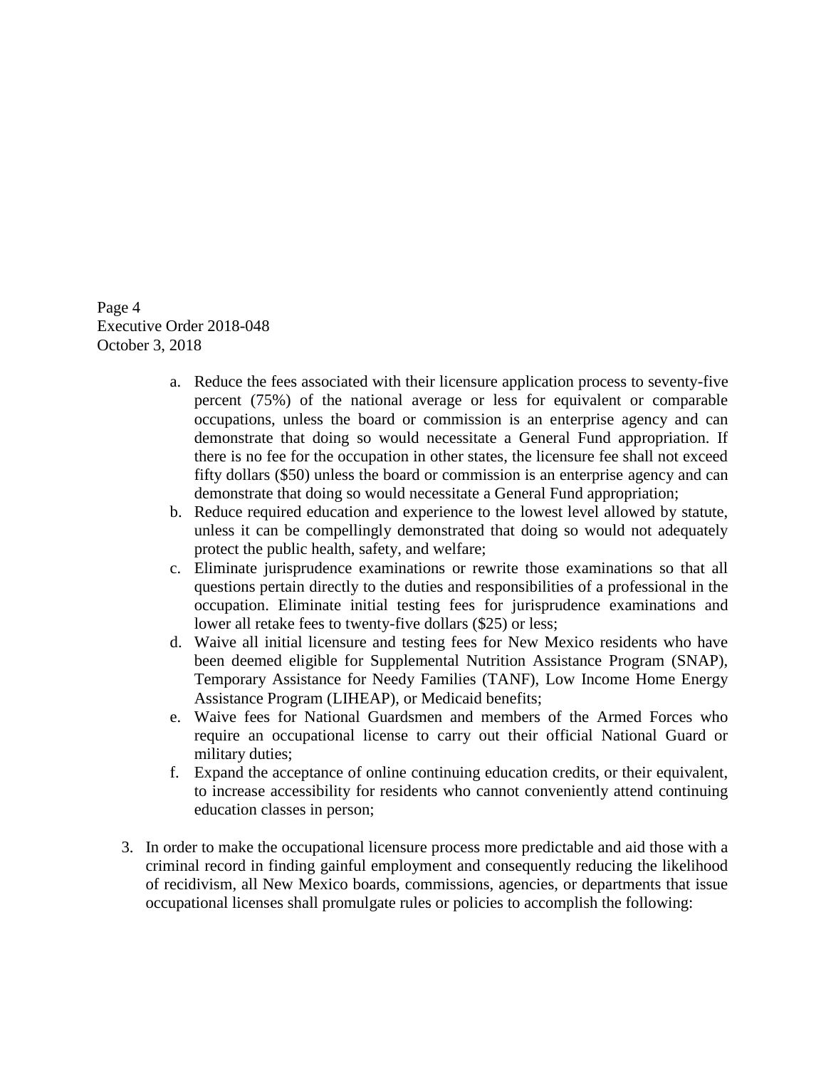a. Reduce the fees associated with their licensure application process to seventy-five percent (75%) of the national average or less for equivalent or comparable occupations, unless the board or commission is an enterprise agency and can demonstrate that doing so would necessitate a General Fund appropriation. If there is no fee for the occupation in other states, the licensure fee shall not exceed fifty dollars ($50) unless the board or commission is an enterprise agency and can demonstrate that doing so would necessitate a General Fund appropriation;
b. Reduce required education and experience to the lowest level allowed by statute, unless it can be compellingly demonstrated that doing so would not adequately protect the public health, safety, and welfare;
c. Eliminate jurisprudence examinations or rewrite those examinations so that all questions pertain directly to the duties and responsibilities of a professional in the occupation. Eliminate initial testing fees for jurisprudence examinations and lower all retake fees to twenty-five dollars ($25) or less;
d. Waive all initial licensure and testing fees for New Mexico residents who have been deemed eligible for Supplemental Nutrition Assistance Program (SNAP), Temporary Assistance for Needy Families (TANF), Low Income Home Energy Assistance Program (LIHEAP), or Medicaid benefits;
e. Waive fees for National Guardsmen and members of the Armed Forces who require an occupational license to carry out their official National Guard or military duties;
f. Expand the acceptance of online continuing education credits, or their equivalent, to increase accessibility for residents who cannot conveniently attend continuing education classes in person;

3. In order to make the occupational licensure process more predictable and aid those with a criminal record in finding gainful employment and consequently reducing the likelihood of recidivism, all New Mexico boards, commissions, agencies, or departments that issue occupational licenses shall promulgate rules or policies to accomplish the following: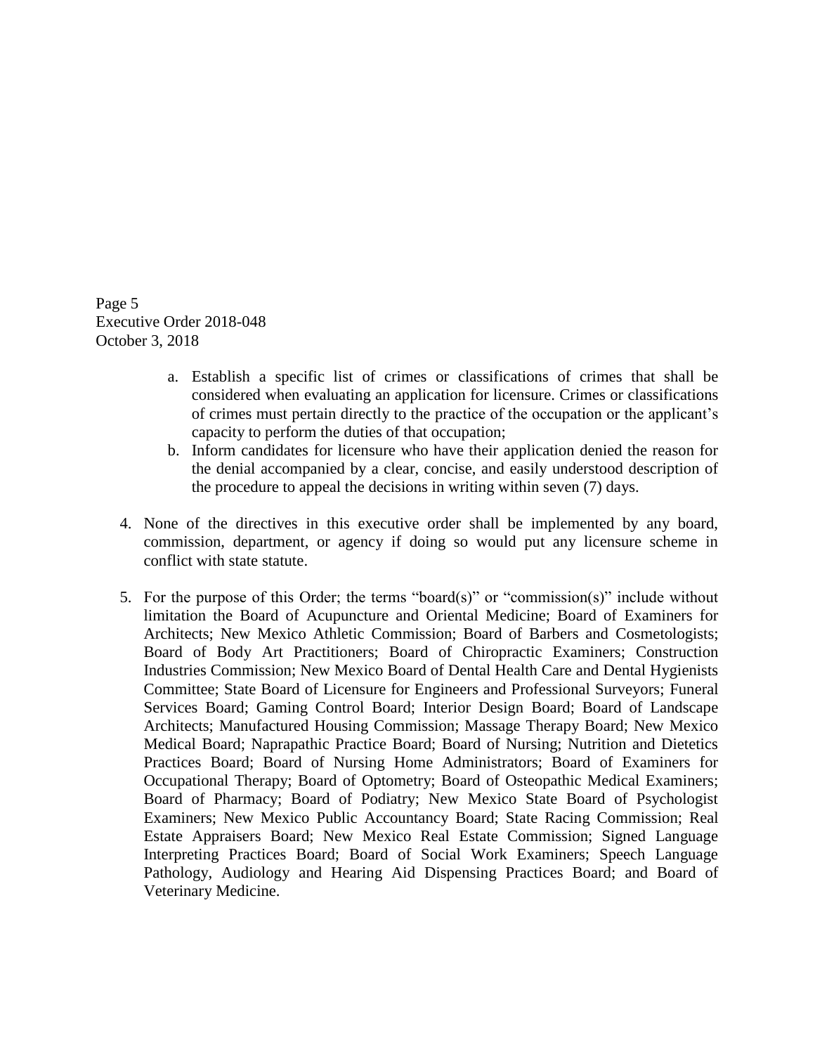a. Establish a specific list of crimes or classifications of crimes that shall be considered when evaluating an application for licensure. Crimes or classifications of crimes must pertain directly to the practice of the occupation or the applicant's capacity to perform the duties of that occupation;
   b. Inform candidates for licensure who have their application denied the reason for the denial accompanied by a clear, concise, and easily understood description of the procedure to appeal the decisions in writing within seven (7) days.

4. None of the directives in this executive order shall be implemented by any board, commission, department, or agency if doing so would put any licensure scheme in conflict with state statute.

5. For the purpose of this Order; the terms "board(s)" or "commission(s)" include without limitation the Board of Acupuncture and Oriental Medicine; Board of Examiners for Architects; New Mexico Athletic Commission; Board of Barbers and Cosmetologists; Board of Body Art Practitioners; Board of Chiropractic Examiners; Construction Industries Commission; New Mexico Board of Dental Health Care and Dental Hygienists Committee; State Board of Licensure for Engineers and Professional Surveyors; Funeral Services Board; Gaming Control Board; Interior Design Board; Board of Landscape Architects; Manufactured Housing Commission; Massage Therapy Board; New Mexico Medical Board; Naprapathic Practice Board; Board of Nursing; Nutrition and Dietetics Practices Board; Board of Nursing Home Administrators; Board of Examiners for Occupational Therapy; Board of Optometry; Board of Osteopathic Medical Examiners; Board of Pharmacy; Board of Podiatry; New Mexico State Board of Psychologist Examiners; New Mexico Public Accountancy Board; State Racing Commission; Real Estate Appraisers Board; New Mexico Real Estate Commission; Signed Language Interpreting Practices Board; Board of Social Work Examiners; Speech Language Pathology, Audiology and Hearing Aid Dispensing Practices Board; and Board of Veterinary Medicine.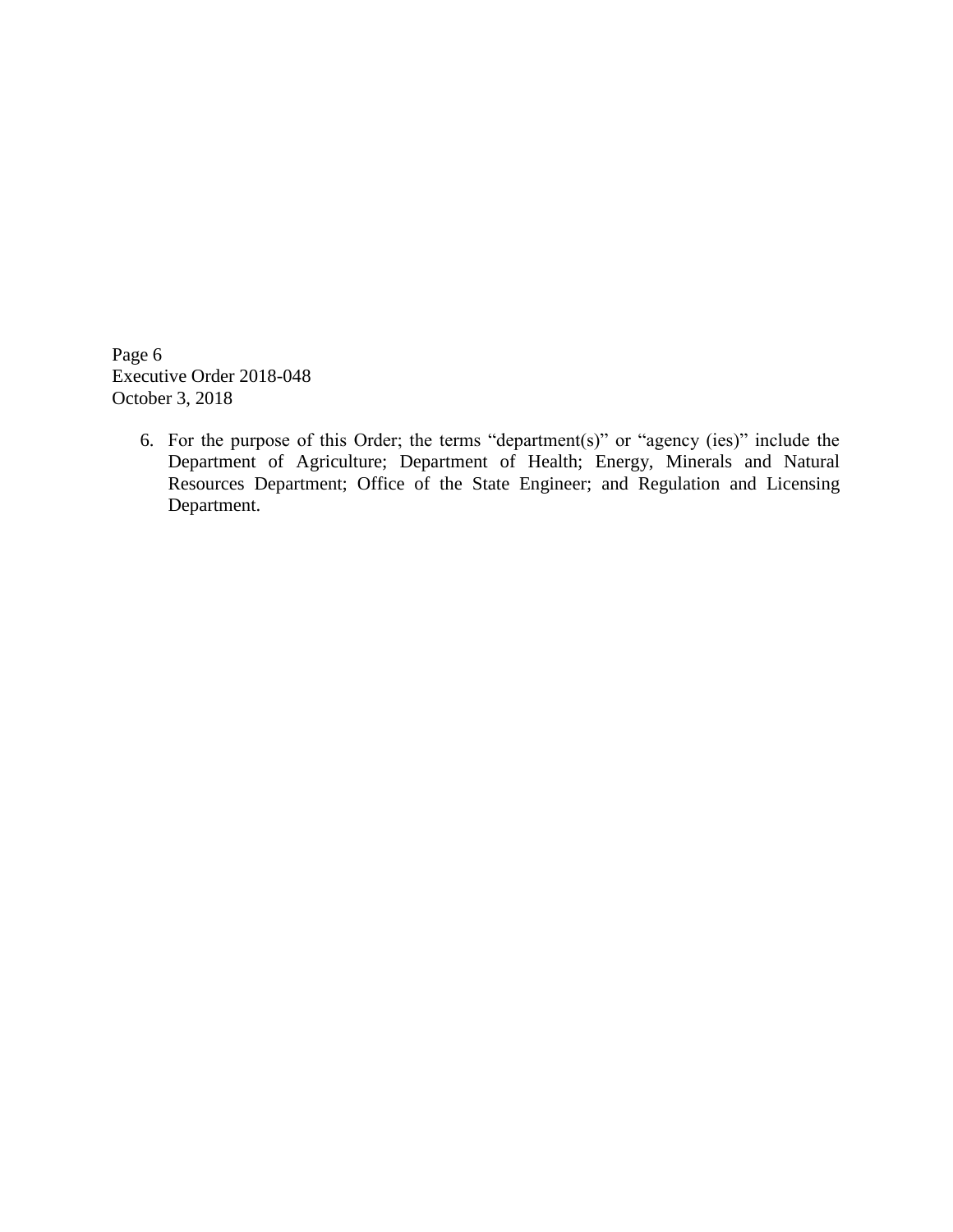6. For the purpose of this Order; the terms "department(s)" or "agency (ies)" include the Department of Agriculture; Department of Health; Energy, Minerals and Natural Resources Department; Office of the State Engineer; and Regulation and Licensing Department.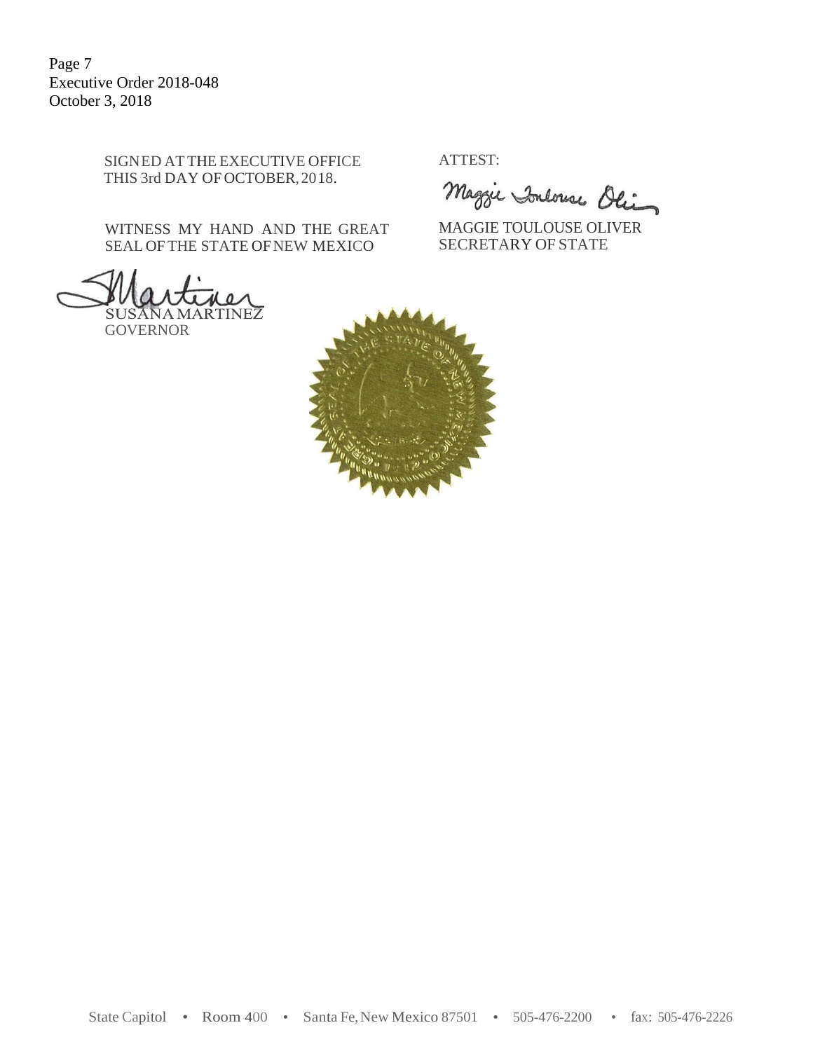SIGNED AT THE EXECUTIVE OFFICE
THIS 3rd DAY OF OCTOBER, 2018.

WITNESS MY HAND AND THE GREAT
SEAL OF THE STATE OF NEW MEXICO

SUSANA MARTINEZ
GOVERNOR

ATTEST:

MAGGIE TOULOUSE OLIVER
SECRETARY OF STATE